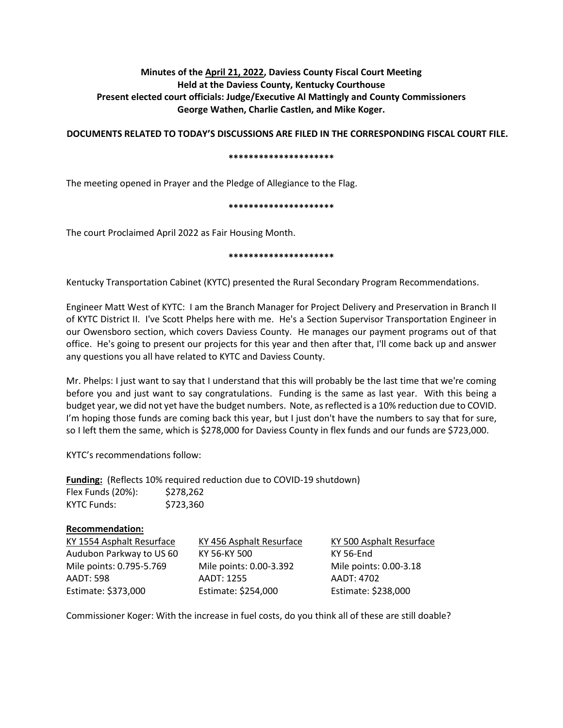**Minutes of the April 21, 2022, Daviess County Fiscal Court Meeting**
**Held at the Daviess County, Kentucky Courthouse**
**Present elected court officials: Judge/Executive Al Mattingly and County Commissioners George Wathen, Charlie Castlen, and Mike Koger.**

**DOCUMENTS RELATED TO TODAY'S DISCUSSIONS ARE FILED IN THE CORRESPONDING FISCAL COURT FILE.**

*********************

The meeting opened in Prayer and the Pledge of Allegiance to the Flag.

*********************

The court Proclaimed April 2022 as Fair Housing Month.

*********************

Kentucky Transportation Cabinet (KYTC) presented the Rural Secondary Program Recommendations.

Engineer Matt West of KYTC: I am the Branch Manager for Project Delivery and Preservation in Branch II of KYTC District II. I've Scott Phelps here with me. He's a Section Supervisor Transportation Engineer in our Owensboro section, which covers Daviess County. He manages our payment programs out of that office. He's going to present our projects for this year and then after that, I'll come back up and answer any questions you all have related to KYTC and Daviess County.

Mr. Phelps: I just want to say that I understand that this will probably be the last time that we're coming before you and just want to say congratulations. Funding is the same as last year. With this being a budget year, we did not yet have the budget numbers. Note, as reflected is a 10% reduction due to COVID. I'm hoping those funds are coming back this year, but I just don't have the numbers to say that for sure, so I left them the same, which is $278,000 for Daviess County in flex funds and our funds are $723,000.

KYTC's recommendations follow:

**Funding:** (Reflects 10% required reduction due to COVID-19 shutdown)

| | |
|---|---|
| Flex Funds (20%): | $278,262 |
| KYTC Funds: | $723,360 |

**Recommendation:**

| KY 1554 Asphalt Resurface | KY 456 Asphalt Resurface | KY 500 Asphalt Resurface |
|---|---|---|
| Audubon Parkway to US 60 | KY 56-KY 500 | KY 56-End |
| Mile points: 0.795-5.769 | Mile points: 0.00-3.392 | Mile points: 0.00-3.18 |
| AADT: 598 | AADT: 1255 | AADT: 4702 |
| Estimate: $373,000 | Estimate: $254,000 | Estimate: $238,000 |

Commissioner Koger: With the increase in fuel costs, do you think all of these are still doable?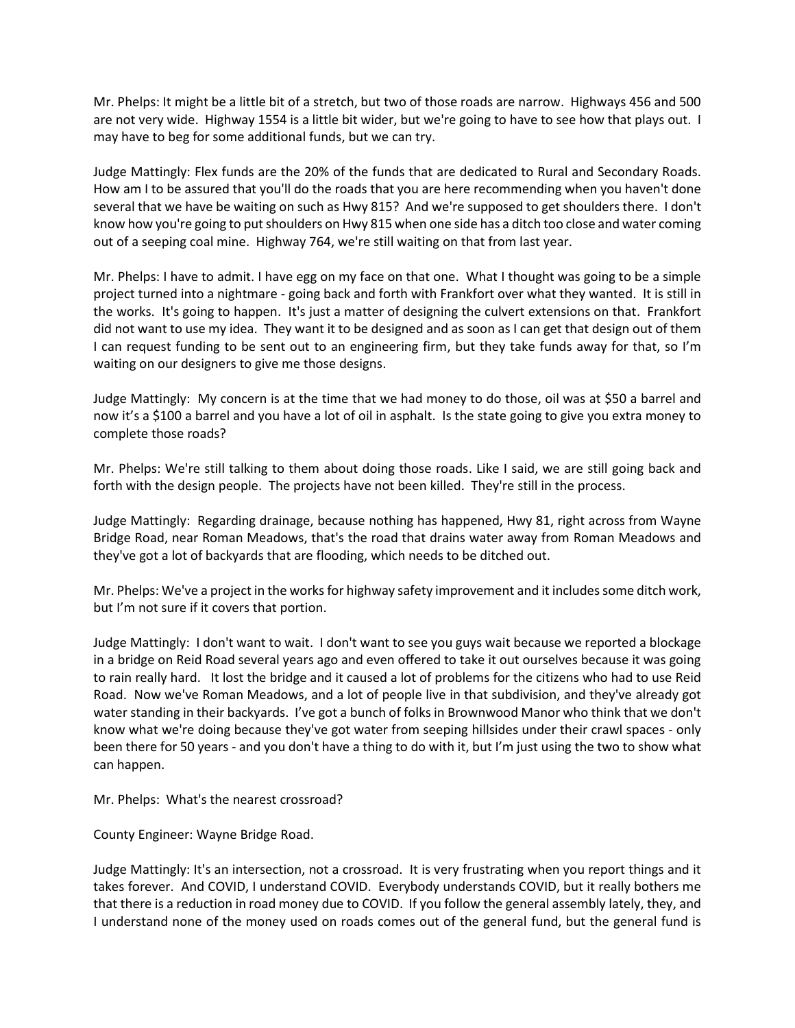Mr. Phelps: It might be a little bit of a stretch, but two of those roads are narrow. Highways 456 and 500 are not very wide. Highway 1554 is a little bit wider, but we're going to have to see how that plays out. I may have to beg for some additional funds, but we can try.

Judge Mattingly: Flex funds are the 20% of the funds that are dedicated to Rural and Secondary Roads. How am I to be assured that you'll do the roads that you are here recommending when you haven't done several that we have be waiting on such as Hwy 815? And we're supposed to get shoulders there. I don't know how you're going to put shoulders on Hwy 815 when one side has a ditch too close and water coming out of a seeping coal mine. Highway 764, we're still waiting on that from last year.

Mr. Phelps: I have to admit. I have egg on my face on that one. What I thought was going to be a simple project turned into a nightmare - going back and forth with Frankfort over what they wanted. It is still in the works. It's going to happen. It's just a matter of designing the culvert extensions on that. Frankfort did not want to use my idea. They want it to be designed and as soon as I can get that design out of them I can request funding to be sent out to an engineering firm, but they take funds away for that, so I'm waiting on our designers to give me those designs.

Judge Mattingly: My concern is at the time that we had money to do those, oil was at $50 a barrel and now it's a $100 a barrel and you have a lot of oil in asphalt. Is the state going to give you extra money to complete those roads?

Mr. Phelps: We're still talking to them about doing those roads. Like I said, we are still going back and forth with the design people. The projects have not been killed. They're still in the process.

Judge Mattingly: Regarding drainage, because nothing has happened, Hwy 81, right across from Wayne Bridge Road, near Roman Meadows, that's the road that drains water away from Roman Meadows and they've got a lot of backyards that are flooding, which needs to be ditched out.

Mr. Phelps: We've a project in the works for highway safety improvement and it includes some ditch work, but I'm not sure if it covers that portion.

Judge Mattingly: I don't want to wait. I don't want to see you guys wait because we reported a blockage in a bridge on Reid Road several years ago and even offered to take it out ourselves because it was going to rain really hard. It lost the bridge and it caused a lot of problems for the citizens who had to use Reid Road. Now we've Roman Meadows, and a lot of people live in that subdivision, and they've already got water standing in their backyards. I've got a bunch of folks in Brownwood Manor who think that we don't know what we're doing because they've got water from seeping hillsides under their crawl spaces - only been there for 50 years - and you don't have a thing to do with it, but I'm just using the two to show what can happen.

Mr. Phelps: What's the nearest crossroad?

County Engineer: Wayne Bridge Road.

Judge Mattingly: It's an intersection, not a crossroad. It is very frustrating when you report things and it takes forever. And COVID, I understand COVID. Everybody understands COVID, but it really bothers me that there is a reduction in road money due to COVID. If you follow the general assembly lately, they, and I understand none of the money used on roads comes out of the general fund, but the general fund is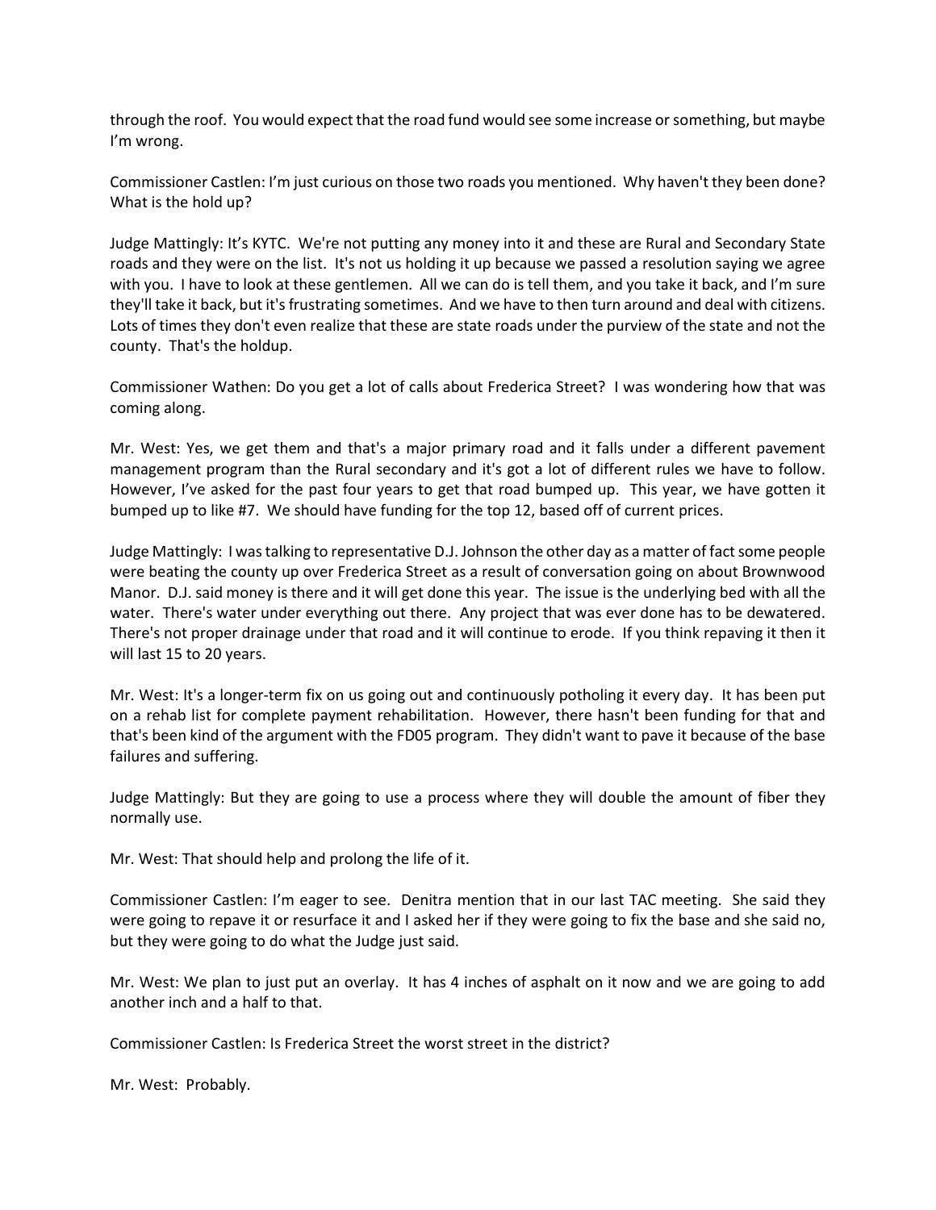through the roof. You would expect that the road fund would see some increase or something, but maybe I'm wrong.

Commissioner Castlen: I'm just curious on those two roads you mentioned. Why haven't they been done? What is the hold up?

Judge Mattingly: It's KYTC. We're not putting any money into it and these are Rural and Secondary State roads and they were on the list. It's not us holding it up because we passed a resolution saying we agree with you. I have to look at these gentlemen. All we can do is tell them, and you take it back, and I'm sure they'll take it back, but it's frustrating sometimes. And we have to then turn around and deal with citizens. Lots of times they don't even realize that these are state roads under the purview of the state and not the county. That's the holdup.

Commissioner Wathen: Do you get a lot of calls about Frederica Street? I was wondering how that was coming along.

Mr. West: Yes, we get them and that's a major primary road and it falls under a different pavement management program than the Rural secondary and it's got a lot of different rules we have to follow. However, I've asked for the past four years to get that road bumped up. This year, we have gotten it bumped up to like #7. We should have funding for the top 12, based off of current prices.

Judge Mattingly: I was talking to representative D.J. Johnson the other day as a matter of fact some people were beating the county up over Frederica Street as a result of conversation going on about Brownwood Manor. D.J. said money is there and it will get done this year. The issue is the underlying bed with all the water. There's water under everything out there. Any project that was ever done has to be dewatered. There's not proper drainage under that road and it will continue to erode. If you think repaving it then it will last 15 to 20 years.

Mr. West: It's a longer-term fix on us going out and continuously potholing it every day. It has been put on a rehab list for complete payment rehabilitation. However, there hasn't been funding for that and that's been kind of the argument with the FD05 program. They didn't want to pave it because of the base failures and suffering.

Judge Mattingly: But they are going to use a process where they will double the amount of fiber they normally use.

Mr. West: That should help and prolong the life of it.

Commissioner Castlen: I'm eager to see. Denitra mention that in our last TAC meeting. She said they were going to repave it or resurface it and I asked her if they were going to fix the base and she said no, but they were going to do what the Judge just said.

Mr. West: We plan to just put an overlay. It has 4 inches of asphalt on it now and we are going to add another inch and a half to that.

Commissioner Castlen: Is Frederica Street the worst street in the district?

Mr. West: Probably.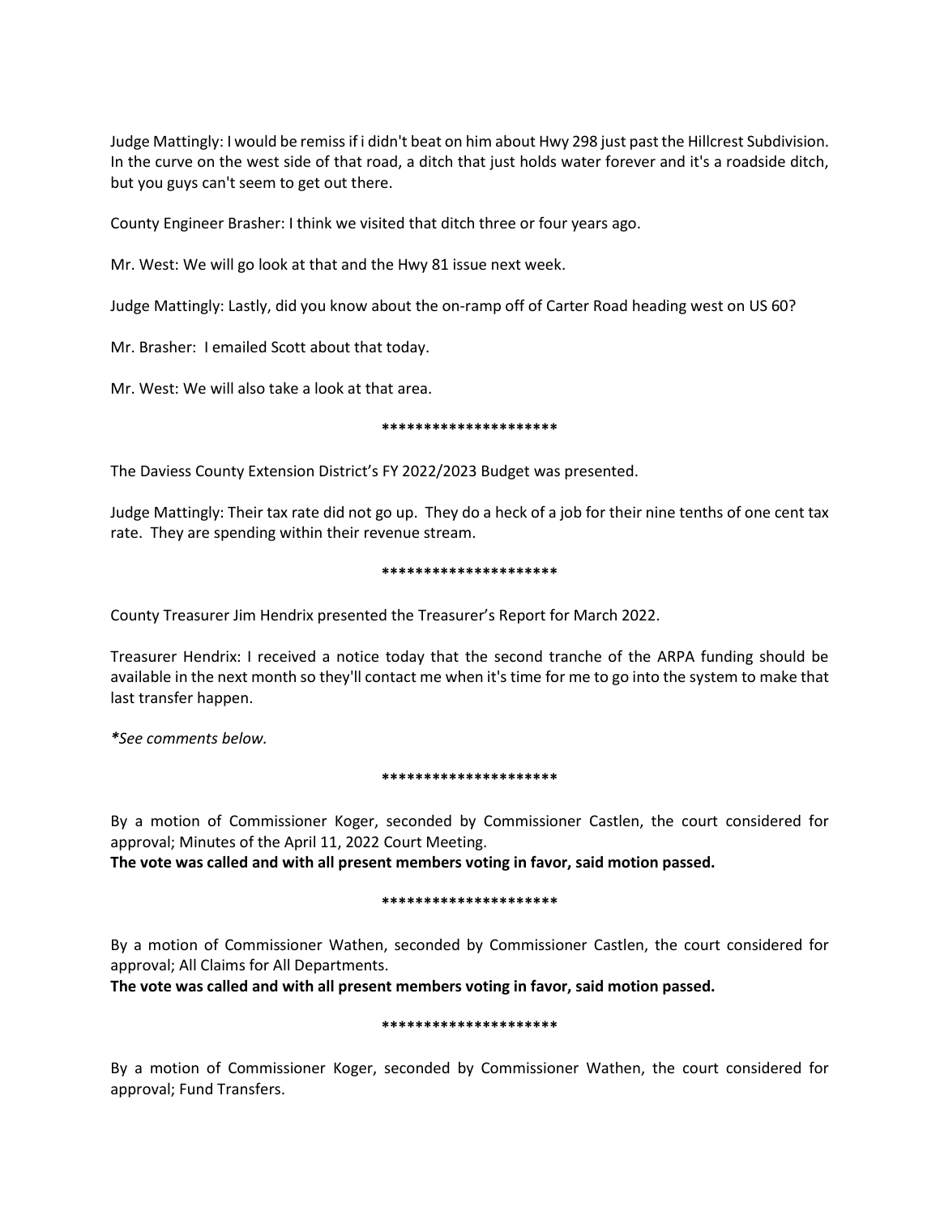Judge Mattingly: I would be remiss if i didn't beat on him about Hwy 298 just past the Hillcrest Subdivision. In the curve on the west side of that road, a ditch that just holds water forever and it's a roadside ditch, but you guys can't seem to get out there.

County Engineer Brasher: I think we visited that ditch three or four years ago.

Mr. West: We will go look at that and the Hwy 81 issue next week.

Judge Mattingly: Lastly, did you know about the on-ramp off of Carter Road heading west on US 60?

Mr. Brasher: I emailed Scott about that today.

Mr. West: We will also take a look at that area.

*********************

The Daviess County Extension District's FY 2022/2023 Budget was presented.

Judge Mattingly: Their tax rate did not go up. They do a heck of a job for their nine tenths of one cent tax rate. They are spending within their revenue stream.

*********************

County Treasurer Jim Hendrix presented the Treasurer's Report for March 2022.

Treasurer Hendrix: I received a notice today that the second tranche of the ARPA funding should be available in the next month so they'll contact me when it's time for me to go into the system to make that last transfer happen.

*\*See comments below.*

*********************

By a motion of Commissioner Koger, seconded by Commissioner Castlen, the court considered for approval; Minutes of the April 11, 2022 Court Meeting.
**The vote was called and with all present members voting in favor, said motion passed.**

*********************

By a motion of Commissioner Wathen, seconded by Commissioner Castlen, the court considered for approval; All Claims for All Departments.
**The vote was called and with all present members voting in favor, said motion passed.**

*********************

By a motion of Commissioner Koger, seconded by Commissioner Wathen, the court considered for approval; Fund Transfers.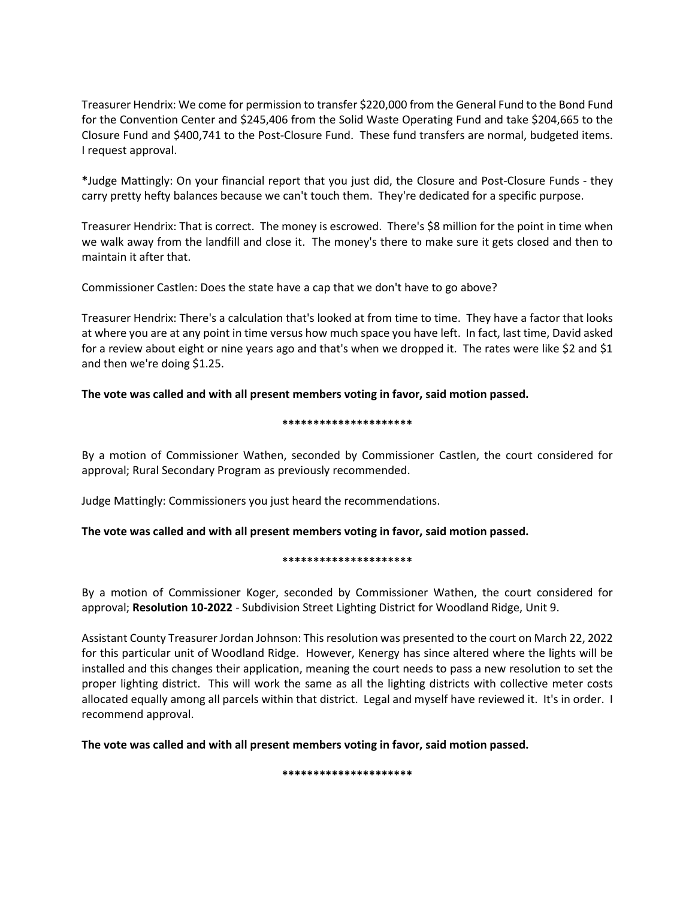Treasurer Hendrix: We come for permission to transfer $220,000 from the General Fund to the Bond Fund for the Convention Center and $245,406 from the Solid Waste Operating Fund and take $204,665 to the Closure Fund and $400,741 to the Post-Closure Fund. These fund transfers are normal, budgeted items. I request approval.

**\***Judge Mattingly: On your financial report that you just did, the Closure and Post-Closure Funds - they carry pretty hefty balances because we can't touch them. They're dedicated for a specific purpose.

Treasurer Hendrix: That is correct. The money is escrowed. There's $8 million for the point in time when we walk away from the landfill and close it. The money's there to make sure it gets closed and then to maintain it after that.

Commissioner Castlen: Does the state have a cap that we don't have to go above?

Treasurer Hendrix: There's a calculation that's looked at from time to time. They have a factor that looks at where you are at any point in time versus how much space you have left. In fact, last time, David asked for a review about eight or nine years ago and that's when we dropped it. The rates were like $2 and $1 and then we're doing $1.25.

**The vote was called and with all present members voting in favor, said motion passed.**

**\*\*\*\*\*\*\*\*\*\*\*\*\*\*\*\*\*\*\*\*\***

By a motion of Commissioner Wathen, seconded by Commissioner Castlen, the court considered for approval; Rural Secondary Program as previously recommended.

Judge Mattingly: Commissioners you just heard the recommendations.

**The vote was called and with all present members voting in favor, said motion passed.**

**\*\*\*\*\*\*\*\*\*\*\*\*\*\*\*\*\*\*\*\*\***

By a motion of Commissioner Koger, seconded by Commissioner Wathen, the court considered for approval; **Resolution 10-2022** - Subdivision Street Lighting District for Woodland Ridge, Unit 9.

Assistant County Treasurer Jordan Johnson: This resolution was presented to the court on March 22, 2022 for this particular unit of Woodland Ridge. However, Kenergy has since altered where the lights will be installed and this changes their application, meaning the court needs to pass a new resolution to set the proper lighting district. This will work the same as all the lighting districts with collective meter costs allocated equally among all parcels within that district. Legal and myself have reviewed it. It's in order. I recommend approval.

**The vote was called and with all present members voting in favor, said motion passed.**

**\*\*\*\*\*\*\*\*\*\*\*\*\*\*\*\*\*\*\*\*\***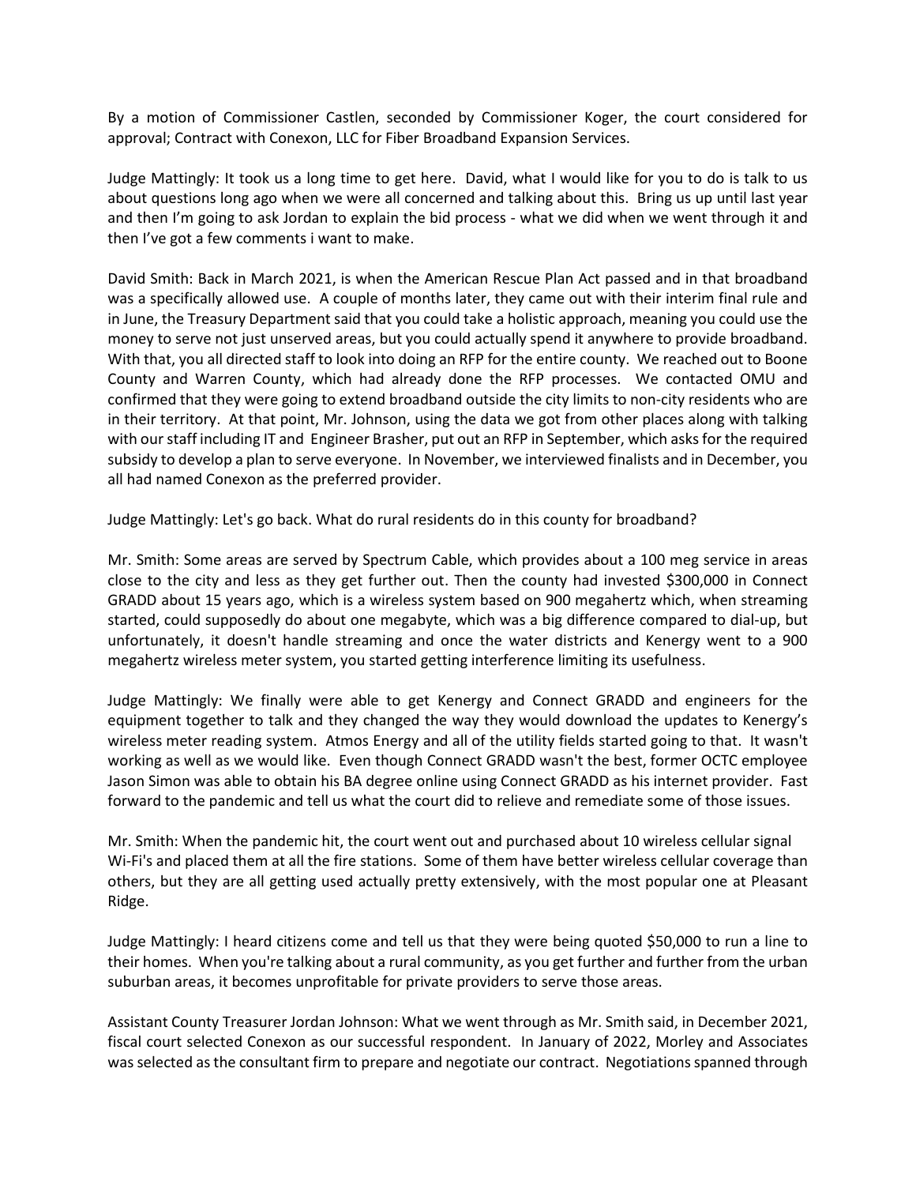By a motion of Commissioner Castlen, seconded by Commissioner Koger, the court considered for approval; Contract with Conexon, LLC for Fiber Broadband Expansion Services.

Judge Mattingly: It took us a long time to get here. David, what I would like for you to do is talk to us about questions long ago when we were all concerned and talking about this. Bring us up until last year and then I'm going to ask Jordan to explain the bid process - what we did when we went through it and then I've got a few comments i want to make.

David Smith: Back in March 2021, is when the American Rescue Plan Act passed and in that broadband was a specifically allowed use. A couple of months later, they came out with their interim final rule and in June, the Treasury Department said that you could take a holistic approach, meaning you could use the money to serve not just unserved areas, but you could actually spend it anywhere to provide broadband. With that, you all directed staff to look into doing an RFP for the entire county. We reached out to Boone County and Warren County, which had already done the RFP processes. We contacted OMU and confirmed that they were going to extend broadband outside the city limits to non-city residents who are in their territory. At that point, Mr. Johnson, using the data we got from other places along with talking with our staff including IT and Engineer Brasher, put out an RFP in September, which asks for the required subsidy to develop a plan to serve everyone. In November, we interviewed finalists and in December, you all had named Conexon as the preferred provider.

Judge Mattingly: Let's go back. What do rural residents do in this county for broadband?

Mr. Smith: Some areas are served by Spectrum Cable, which provides about a 100 meg service in areas close to the city and less as they get further out. Then the county had invested $300,000 in Connect GRADD about 15 years ago, which is a wireless system based on 900 megahertz which, when streaming started, could supposedly do about one megabyte, which was a big difference compared to dial-up, but unfortunately, it doesn't handle streaming and once the water districts and Kenergy went to a 900 megahertz wireless meter system, you started getting interference limiting its usefulness.

Judge Mattingly: We finally were able to get Kenergy and Connect GRADD and engineers for the equipment together to talk and they changed the way they would download the updates to Kenergy's wireless meter reading system. Atmos Energy and all of the utility fields started going to that. It wasn't working as well as we would like. Even though Connect GRADD wasn't the best, former OCTC employee Jason Simon was able to obtain his BA degree online using Connect GRADD as his internet provider. Fast forward to the pandemic and tell us what the court did to relieve and remediate some of those issues.

Mr. Smith: When the pandemic hit, the court went out and purchased about 10 wireless cellular signal Wi-Fi's and placed them at all the fire stations. Some of them have better wireless cellular coverage than others, but they are all getting used actually pretty extensively, with the most popular one at Pleasant Ridge.

Judge Mattingly: I heard citizens come and tell us that they were being quoted $50,000 to run a line to their homes. When you're talking about a rural community, as you get further and further from the urban suburban areas, it becomes unprofitable for private providers to serve those areas.

Assistant County Treasurer Jordan Johnson: What we went through as Mr. Smith said, in December 2021, fiscal court selected Conexon as our successful respondent. In January of 2022, Morley and Associates was selected as the consultant firm to prepare and negotiate our contract. Negotiations spanned through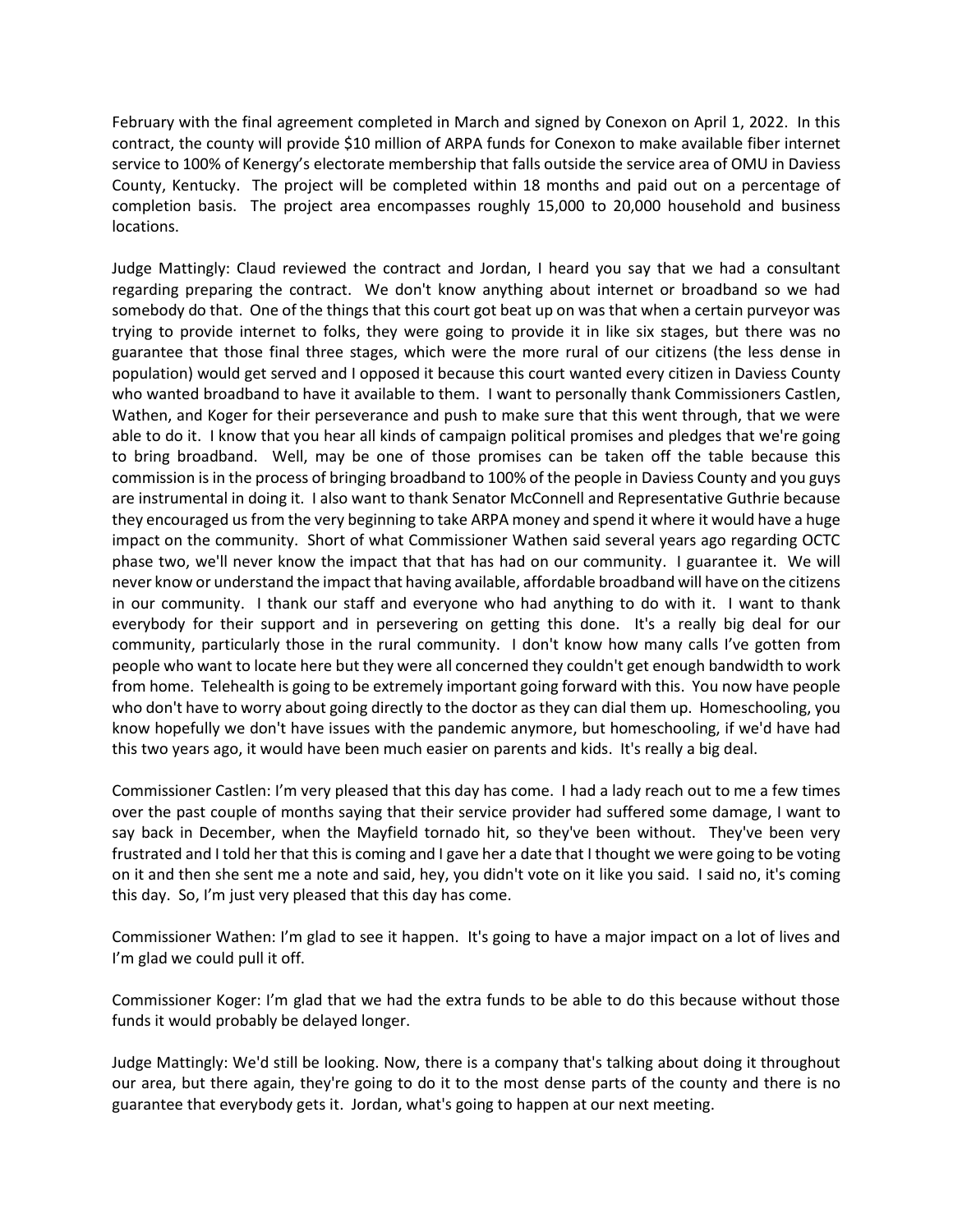February with the final agreement completed in March and signed by Conexon on April 1, 2022. In this contract, the county will provide $10 million of ARPA funds for Conexon to make available fiber internet service to 100% of Kenergy's electorate membership that falls outside the service area of OMU in Daviess County, Kentucky. The project will be completed within 18 months and paid out on a percentage of completion basis. The project area encompasses roughly 15,000 to 20,000 household and business locations.

Judge Mattingly: Claud reviewed the contract and Jordan, I heard you say that we had a consultant regarding preparing the contract. We don't know anything about internet or broadband so we had somebody do that. One of the things that this court got beat up on was that when a certain purveyor was trying to provide internet to folks, they were going to provide it in like six stages, but there was no guarantee that those final three stages, which were the more rural of our citizens (the less dense in population) would get served and I opposed it because this court wanted every citizen in Daviess County who wanted broadband to have it available to them. I want to personally thank Commissioners Castlen, Wathen, and Koger for their perseverance and push to make sure that this went through, that we were able to do it. I know that you hear all kinds of campaign political promises and pledges that we're going to bring broadband. Well, may be one of those promises can be taken off the table because this commission is in the process of bringing broadband to 100% of the people in Daviess County and you guys are instrumental in doing it. I also want to thank Senator McConnell and Representative Guthrie because they encouraged us from the very beginning to take ARPA money and spend it where it would have a huge impact on the community. Short of what Commissioner Wathen said several years ago regarding OCTC phase two, we'll never know the impact that that has had on our community. I guarantee it. We will never know or understand the impact that having available, affordable broadband will have on the citizens in our community. I thank our staff and everyone who had anything to do with it. I want to thank everybody for their support and in persevering on getting this done. It's a really big deal for our community, particularly those in the rural community. I don't know how many calls I've gotten from people who want to locate here but they were all concerned they couldn't get enough bandwidth to work from home. Telehealth is going to be extremely important going forward with this. You now have people who don't have to worry about going directly to the doctor as they can dial them up. Homeschooling, you know hopefully we don't have issues with the pandemic anymore, but homeschooling, if we'd have had this two years ago, it would have been much easier on parents and kids. It's really a big deal.

Commissioner Castlen: I'm very pleased that this day has come. I had a lady reach out to me a few times over the past couple of months saying that their service provider had suffered some damage, I want to say back in December, when the Mayfield tornado hit, so they've been without. They've been very frustrated and I told her that this is coming and I gave her a date that I thought we were going to be voting on it and then she sent me a note and said, hey, you didn't vote on it like you said. I said no, it's coming this day. So, I'm just very pleased that this day has come.

Commissioner Wathen: I'm glad to see it happen. It's going to have a major impact on a lot of lives and I'm glad we could pull it off.

Commissioner Koger: I'm glad that we had the extra funds to be able to do this because without those funds it would probably be delayed longer.

Judge Mattingly: We'd still be looking. Now, there is a company that's talking about doing it throughout our area, but there again, they're going to do it to the most dense parts of the county and there is no guarantee that everybody gets it. Jordan, what's going to happen at our next meeting.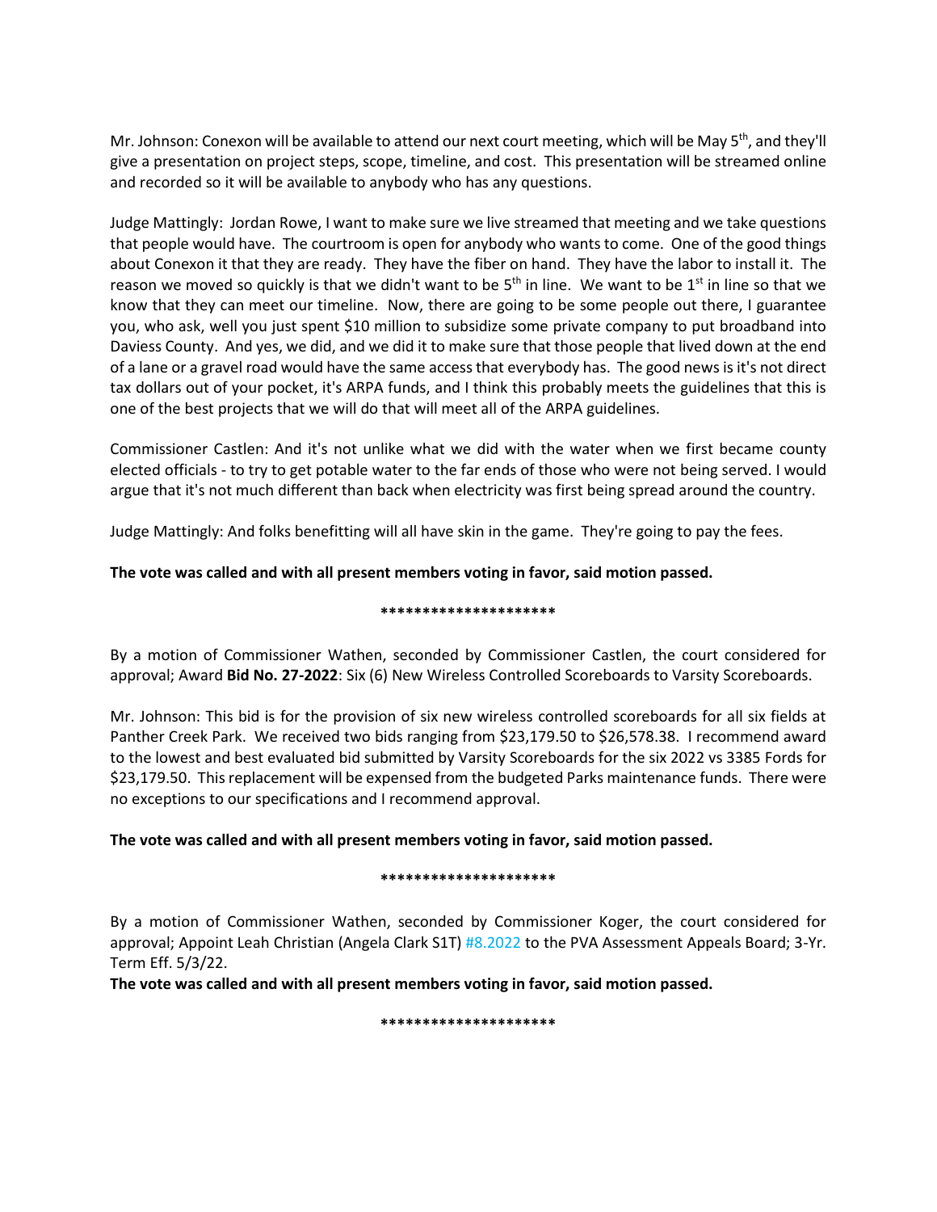Mr. Johnson: Conexon will be available to attend our next court meeting, which will be May 5th, and they'll give a presentation on project steps, scope, timeline, and cost. This presentation will be streamed online and recorded so it will be available to anybody who has any questions.

Judge Mattingly: Jordan Rowe, I want to make sure we live streamed that meeting and we take questions that people would have. The courtroom is open for anybody who wants to come. One of the good things about Conexon it that they are ready. They have the fiber on hand. They have the labor to install it. The reason we moved so quickly is that we didn't want to be 5th in line. We want to be 1st in line so that we know that they can meet our timeline. Now, there are going to be some people out there, I guarantee you, who ask, well you just spent $10 million to subsidize some private company to put broadband into Daviess County. And yes, we did, and we did it to make sure that those people that lived down at the end of a lane or a gravel road would have the same access that everybody has. The good news is it's not direct tax dollars out of your pocket, it's ARPA funds, and I think this probably meets the guidelines that this is one of the best projects that we will do that will meet all of the ARPA guidelines.

Commissioner Castlen: And it's not unlike what we did with the water when we first became county elected officials - to try to get potable water to the far ends of those who were not being served. I would argue that it's not much different than back when electricity was first being spread around the country.

Judge Mattingly: And folks benefitting will all have skin in the game. They're going to pay the fees.

**The vote was called and with all present members voting in favor, said motion passed.**

**********************

By a motion of Commissioner Wathen, seconded by Commissioner Castlen, the court considered for approval; Award **Bid No. 27-2022**: Six (6) New Wireless Controlled Scoreboards to Varsity Scoreboards.

Mr. Johnson: This bid is for the provision of six new wireless controlled scoreboards for all six fields at Panther Creek Park. We received two bids ranging from $23,179.50 to $26,578.38. I recommend award to the lowest and best evaluated bid submitted by Varsity Scoreboards for the six 2022 vs 3385 Fords for $23,179.50. This replacement will be expensed from the budgeted Parks maintenance funds. There were no exceptions to our specifications and I recommend approval.

**The vote was called and with all present members voting in favor, said motion passed.**

**********************

By a motion of Commissioner Wathen, seconded by Commissioner Koger, the court considered for approval; Appoint Leah Christian (Angela Clark S1T) #8.2022 to the PVA Assessment Appeals Board; 3-Yr. Term Eff. 5/3/22.

**The vote was called and with all present members voting in favor, said motion passed.**

**********************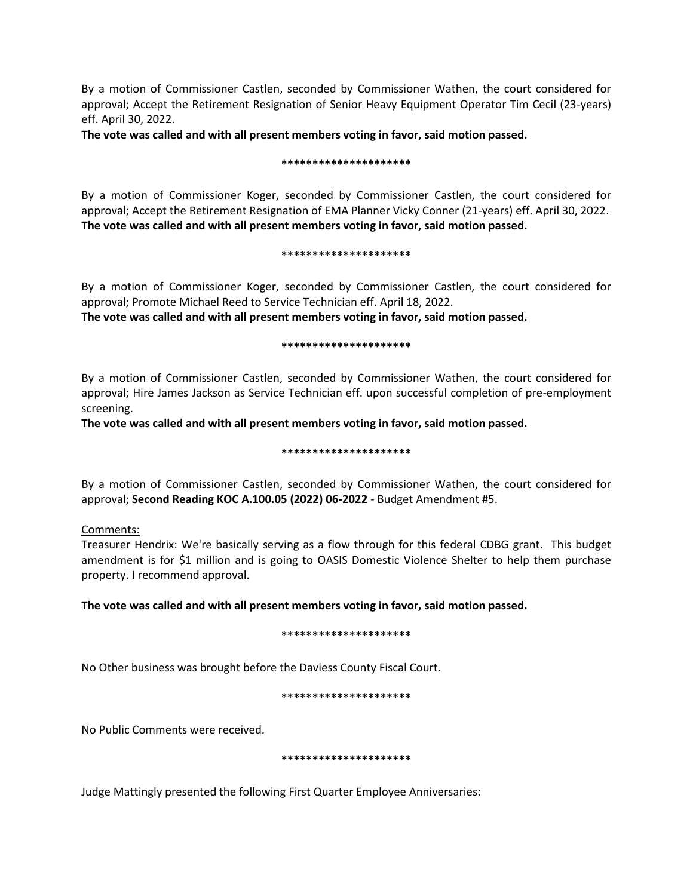By a motion of Commissioner Castlen, seconded by Commissioner Wathen, the court considered for approval; Accept the Retirement Resignation of Senior Heavy Equipment Operator Tim Cecil (23-years) eff. April 30, 2022.

**The vote was called and with all present members voting in favor, said motion passed.**

**********************

By a motion of Commissioner Koger, seconded by Commissioner Castlen, the court considered for approval; Accept the Retirement Resignation of EMA Planner Vicky Conner (21-years) eff. April 30, 2022.

**The vote was called and with all present members voting in favor, said motion passed.**

**********************

By a motion of Commissioner Koger, seconded by Commissioner Castlen, the court considered for approval; Promote Michael Reed to Service Technician eff. April 18, 2022.

**The vote was called and with all present members voting in favor, said motion passed.**

**********************

By a motion of Commissioner Castlen, seconded by Commissioner Wathen, the court considered for approval; Hire James Jackson as Service Technician eff. upon successful completion of pre-employment screening.

**The vote was called and with all present members voting in favor, said motion passed.**

**********************

By a motion of Commissioner Castlen, seconded by Commissioner Wathen, the court considered for approval; **Second Reading KOC A.100.05 (2022) 06-2022** - Budget Amendment #5.

Comments:

Treasurer Hendrix: We're basically serving as a flow through for this federal CDBG grant. This budget amendment is for $1 million and is going to OASIS Domestic Violence Shelter to help them purchase property. I recommend approval.

**The vote was called and with all present members voting in favor, said motion passed.**

**********************

No Other business was brought before the Daviess County Fiscal Court.

**********************

No Public Comments were received.

**********************

Judge Mattingly presented the following First Quarter Employee Anniversaries: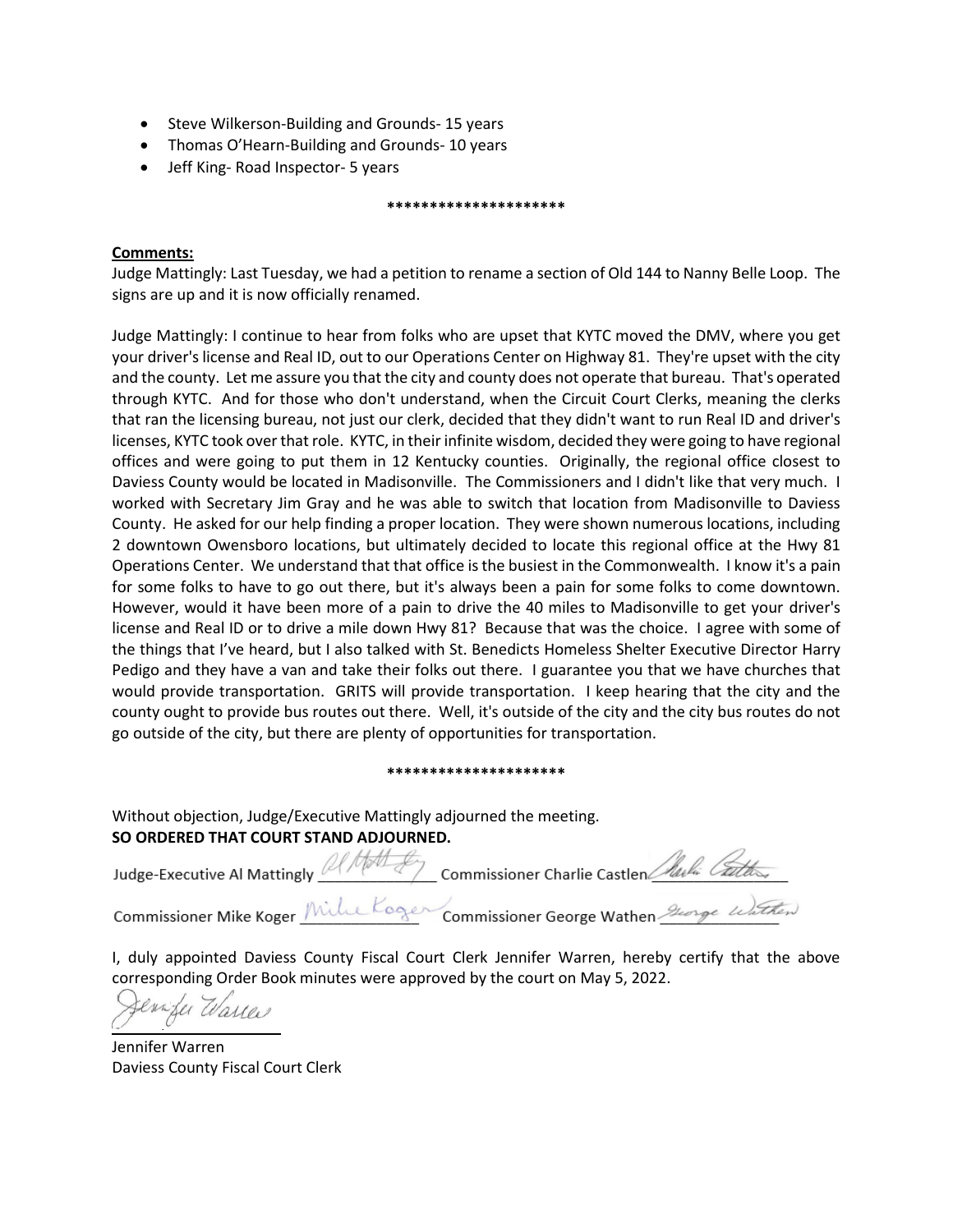- Steve Wilkerson-Building and Grounds- 15 years
- Thomas O'Hearn-Building and Grounds- 10 years
- Jeff King- Road Inspector- 5 years

*********************

**Comments:**

Judge Mattingly: Last Tuesday, we had a petition to rename a section of Old 144 to Nanny Belle Loop. The signs are up and it is now officially renamed.

Judge Mattingly: I continue to hear from folks who are upset that KYTC moved the DMV, where you get your driver's license and Real ID, out to our Operations Center on Highway 81. They're upset with the city and the county. Let me assure you that the city and county does not operate that bureau. That's operated through KYTC. And for those who don't understand, when the Circuit Court Clerks, meaning the clerks that ran the licensing bureau, not just our clerk, decided that they didn't want to run Real ID and driver's licenses, KYTC took over that role. KYTC, in their infinite wisdom, decided they were going to have regional offices and were going to put them in 12 Kentucky counties. Originally, the regional office closest to Daviess County would be located in Madisonville. The Commissioners and I didn't like that very much. I worked with Secretary Jim Gray and he was able to switch that location from Madisonville to Daviess County. He asked for our help finding a proper location. They were shown numerous locations, including 2 downtown Owensboro locations, but ultimately decided to locate this regional office at the Hwy 81 Operations Center. We understand that that office is the busiest in the Commonwealth. I know it's a pain for some folks to have to go out there, but it's always been a pain for some folks to come downtown. However, would it have been more of a pain to drive the 40 miles to Madisonville to get your driver's license and Real ID or to drive a mile down Hwy 81? Because that was the choice. I agree with some of the things that I've heard, but I also talked with St. Benedicts Homeless Shelter Executive Director Harry Pedigo and they have a van and take their folks out there. I guarantee you that we have churches that would provide transportation. GRITS will provide transportation. I keep hearing that the city and the county ought to provide bus routes out there. Well, it's outside of the city and the city bus routes do not go outside of the city, but there are plenty of opportunities for transportation.

*********************

Without objection, Judge/Executive Mattingly adjourned the meeting.

**SO ORDERED THAT COURT STAND ADJOURNED.**

Judge-Executive Al Mattingly Al Mattingly Commissioner Charlie Castlen Charlie Castlen

Commissioner Mike Koger Mike Koger Commissioner George Wathen George Wathen

I, duly appointed Daviess County Fiscal Court Clerk Jennifer Warren, hereby certify that the above corresponding Order Book minutes were approved by the court on May 5, 2022.

Jennifer Warren

Jennifer Warren
Daviess County Fiscal Court Clerk